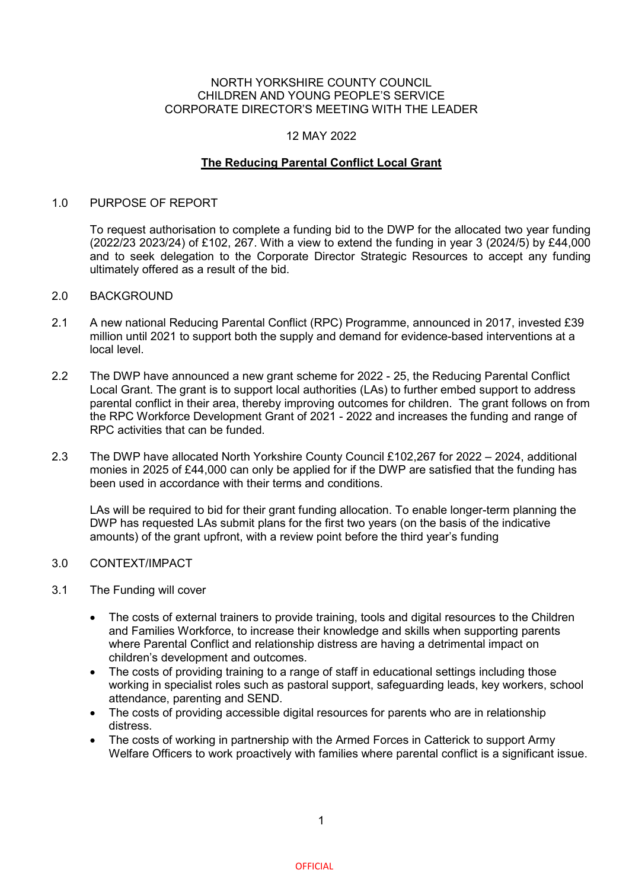NORTH YORKSHIRE COUNTY COUNCIL
CHILDREN AND YOUNG PEOPLE'S SERVICE
CORPORATE DIRECTOR'S MEETING WITH THE LEADER

12 MAY 2022

**The Reducing Parental Conflict Local Grant**

1.0 PURPOSE OF REPORT

To request authorisation to complete a funding bid to the DWP for the allocated two year funding (2022/23 2023/24) of £102, 267. With a view to extend the funding in year 3 (2024/5) by £44,000 and to seek delegation to the Corporate Director Strategic Resources to accept any funding ultimately offered as a result of the bid.

2.0 BACKGROUND

2.1 A new national Reducing Parental Conflict (RPC) Programme, announced in 2017, invested £39 million until 2021 to support both the supply and demand for evidence-based interventions at a local level.

2.2 The DWP have announced a new grant scheme for 2022 - 25, the Reducing Parental Conflict Local Grant. The grant is to support local authorities (LAs) to further embed support to address parental conflict in their area, thereby improving outcomes for children. The grant follows on from the RPC Workforce Development Grant of 2021 - 2022 and increases the funding and range of RPC activities that can be funded.

2.3 The DWP have allocated North Yorkshire County Council £102,267 for 2022 – 2024, additional monies in 2025 of £44,000 can only be applied for if the DWP are satisfied that the funding has been used in accordance with their terms and conditions.

LAs will be required to bid for their grant funding allocation. To enable longer-term planning the DWP has requested LAs submit plans for the first two years (on the basis of the indicative amounts) of the grant upfront, with a review point before the third year's funding

3.0 CONTEXT/IMPACT

3.1 The Funding will cover

- The costs of external trainers to provide training, tools and digital resources to the Children and Families Workforce, to increase their knowledge and skills when supporting parents where Parental Conflict and relationship distress are having a detrimental impact on children's development and outcomes.
- The costs of providing training to a range of staff in educational settings including those working in specialist roles such as pastoral support, safeguarding leads, key workers, school attendance, parenting and SEND.
- The costs of providing accessible digital resources for parents who are in relationship distress.
- The costs of working in partnership with the Armed Forces in Catterick to support Army Welfare Officers to work proactively with families where parental conflict is a significant issue.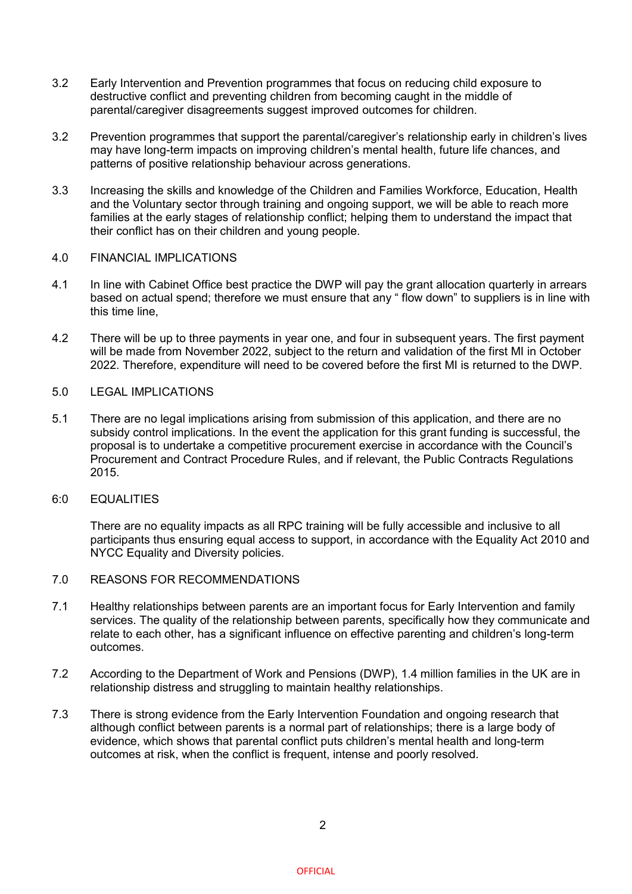3.2 Early Intervention and Prevention programmes that focus on reducing child exposure to destructive conflict and preventing children from becoming caught in the middle of parental/caregiver disagreements suggest improved outcomes for children.

3.2 Prevention programmes that support the parental/caregiver's relationship early in children's lives may have long-term impacts on improving children's mental health, future life chances, and patterns of positive relationship behaviour across generations.

3.3 Increasing the skills and knowledge of the Children and Families Workforce, Education, Health and the Voluntary sector through training and ongoing support, we will be able to reach more families at the early stages of relationship conflict; helping them to understand the impact that their conflict has on their children and young people.

## 4.0 FINANCIAL IMPLICATIONS

4.1 In line with Cabinet Office best practice the DWP will pay the grant allocation quarterly in arrears based on actual spend; therefore we must ensure that any " flow down" to suppliers is in line with this time line,

4.2 There will be up to three payments in year one, and four in subsequent years. The first payment will be made from November 2022, subject to the return and validation of the first MI in October 2022. Therefore, expenditure will need to be covered before the first MI is returned to the DWP.

## 5.0 LEGAL IMPLICATIONS

5.1 There are no legal implications arising from submission of this application, and there are no subsidy control implications. In the event the application for this grant funding is successful, the proposal is to undertake a competitive procurement exercise in accordance with the Council's Procurement and Contract Procedure Rules, and if relevant, the Public Contracts Regulations 2015.

## 6:0 EQUALITIES

There are no equality impacts as all RPC training will be fully accessible and inclusive to all participants thus ensuring equal access to support, in accordance with the Equality Act 2010 and NYCC Equality and Diversity policies.

## 7.0 REASONS FOR RECOMMENDATIONS

7.1 Healthy relationships between parents are an important focus for Early Intervention and family services. The quality of the relationship between parents, specifically how they communicate and relate to each other, has a significant influence on effective parenting and children's long-term outcomes.

7.2 According to the Department of Work and Pensions (DWP), 1.4 million families in the UK are in relationship distress and struggling to maintain healthy relationships.

7.3 There is strong evidence from the Early Intervention Foundation and ongoing research that although conflict between parents is a normal part of relationships; there is a large body of evidence, which shows that parental conflict puts children's mental health and long-term outcomes at risk, when the conflict is frequent, intense and poorly resolved.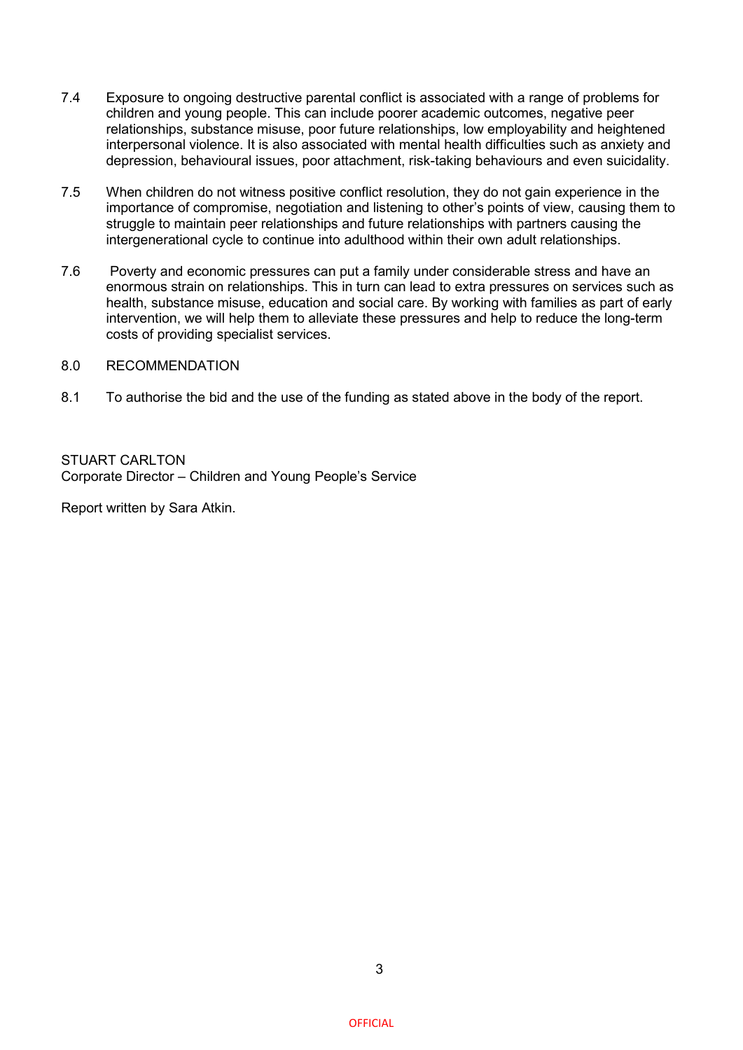7.4 Exposure to ongoing destructive parental conflict is associated with a range of problems for children and young people. This can include poorer academic outcomes, negative peer relationships, substance misuse, poor future relationships, low employability and heightened interpersonal violence. It is also associated with mental health difficulties such as anxiety and depression, behavioural issues, poor attachment, risk-taking behaviours and even suicidality.

7.5 When children do not witness positive conflict resolution, they do not gain experience in the importance of compromise, negotiation and listening to other's points of view, causing them to struggle to maintain peer relationships and future relationships with partners causing the intergenerational cycle to continue into adulthood within their own adult relationships.

7.6 Poverty and economic pressures can put a family under considerable stress and have an enormous strain on relationships. This in turn can lead to extra pressures on services such as health, substance misuse, education and social care. By working with families as part of early intervention, we will help them to alleviate these pressures and help to reduce the long-term costs of providing specialist services.

## 8.0 RECOMMENDATION

8.1 To authorise the bid and the use of the funding as stated above in the body of the report.

STUART CARLTON
Corporate Director – Children and Young People's Service

Report written by Sara Atkin.

OFFICIAL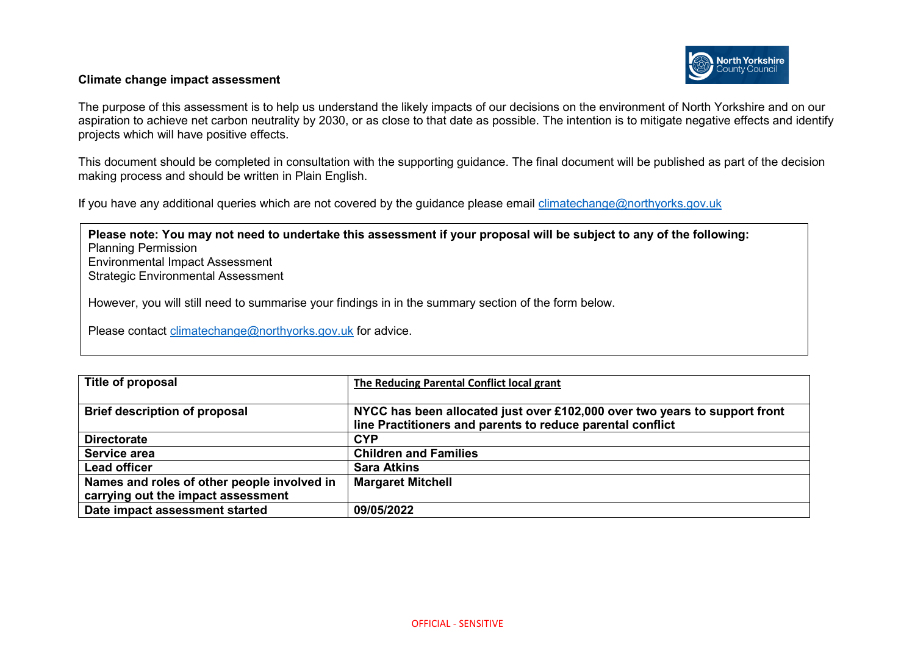**Climate change impact assessment**

The purpose of this assessment is to help us understand the likely impacts of our decisions on the environment of North Yorkshire and on our aspiration to achieve net carbon neutrality by 2030, or as close to that date as possible. The intention is to mitigate negative effects and identify projects which will have positive effects.

This document should be completed in consultation with the supporting guidance. The final document will be published as part of the decision making process and should be written in Plain English.

If you have any additional queries which are not covered by the guidance please email climatechange@northyorks.gov.uk

> **Please note: You may not need to undertake this assessment if your proposal will be subject to any of the following:**
> Planning Permission
> Environmental Impact Assessment
> Strategic Environmental Assessment
>
> However, you will still need to summarise your findings in in the summary section of the form below.
>
> Please contact climatechange@northyorks.gov.uk for advice.

| **Title of proposal** | **The Reducing Parental Conflict local grant** |
|---|---|
| **Brief description of proposal** | **NYCC has been allocated just over £102,000 over two years to support front line Practitioners and parents to reduce parental conflict** |
| **Directorate** | **CYP** |
| **Service area** | **Children and Families** |
| **Lead officer** | **Sara Atkins** |
| **Names and roles of other people involved in carrying out the impact assessment** | **Margaret Mitchell** |
| **Date impact assessment started** | **09/05/2022** |

OFFICIAL - SENSITIVE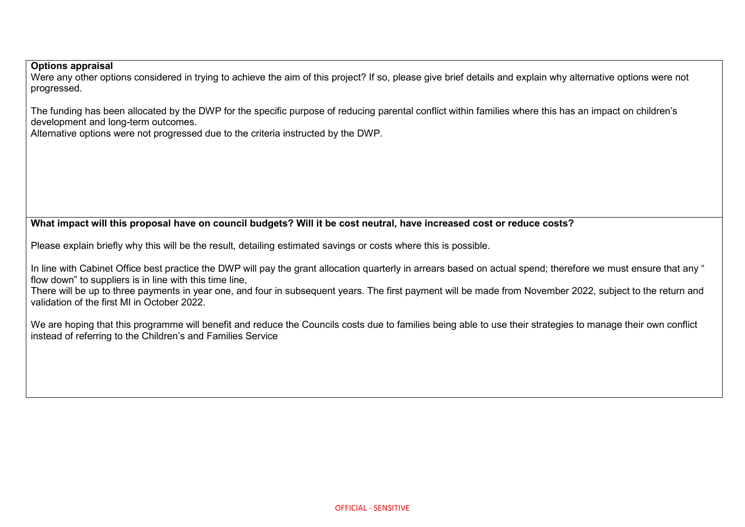**Options appraisal**

Were any other options considered in trying to achieve the aim of this project? If so, please give brief details and explain why alternative options were not progressed.

The funding has been allocated by the DWP for the specific purpose of reducing parental conflict within families where this has an impact on children's development and long-term outcomes.

Alternative options were not progressed due to the criteria instructed by the DWP.

**What impact will this proposal have on council budgets? Will it be cost neutral, have increased cost or reduce costs?**

Please explain briefly why this will be the result, detailing estimated savings or costs where this is possible.

In line with Cabinet Office best practice the DWP will pay the grant allocation quarterly in arrears based on actual spend; therefore we must ensure that any " flow down" to suppliers is in line with this time line,

There will be up to three payments in year one, and four in subsequent years. The first payment will be made from November 2022, subject to the return and validation of the first MI in October 2022.

We are hoping that this programme will benefit and reduce the Councils costs due to families being able to use their strategies to manage their own conflict instead of referring to the Children's and Families Service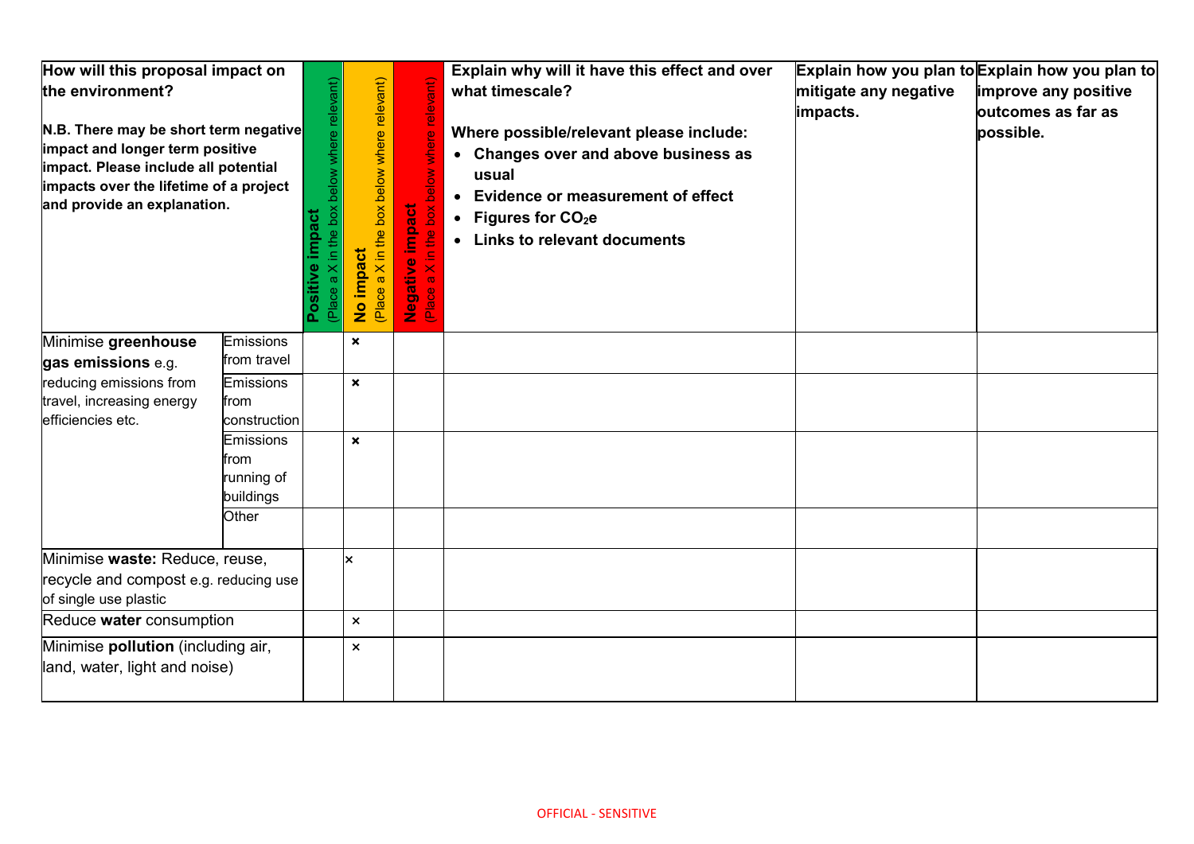| How will this proposal impact on the environment? N.B. There may be short term negative impact and longer term positive impact. Please include all potential impacts over the lifetime of a project and provide an explanation. | | Positive impact (Place a X in the box below where relevant) | No impact (Place a X in the box below where relevant) | Negative impact (Place a X in the box below where relevant) | Explain why will it have this effect and over what timescale? Where possible/relevant please include: • Changes over and above business as usual • Evidence or measurement of effect • Figures for $CO_2$e • Links to relevant documents | Explain how you plan to mitigate any negative impacts. | Explain how you plan to improve any positive outcomes as far as possible. |
|---|---|---|---|---|---|---|---|
| Minimise **greenhouse gas emissions** e.g. reducing emissions from travel, increasing energy efficiencies etc. | Emissions from travel | | × | | | | |
| | Emissions from construction | | × | | | | |
| | Emissions from running of buildings | | × | | | | |
| | Other | | | | | | |
| Minimise **waste:** Reduce, reuse, recycle and compost e.g. reducing use of single use plastic | | | × | | | | |
| Reduce **water** consumption | | | × | | | | |
| Minimise **pollution** (including air, land, water, light and noise) | | | × | | | | |

OFFICIAL - SENSITIVE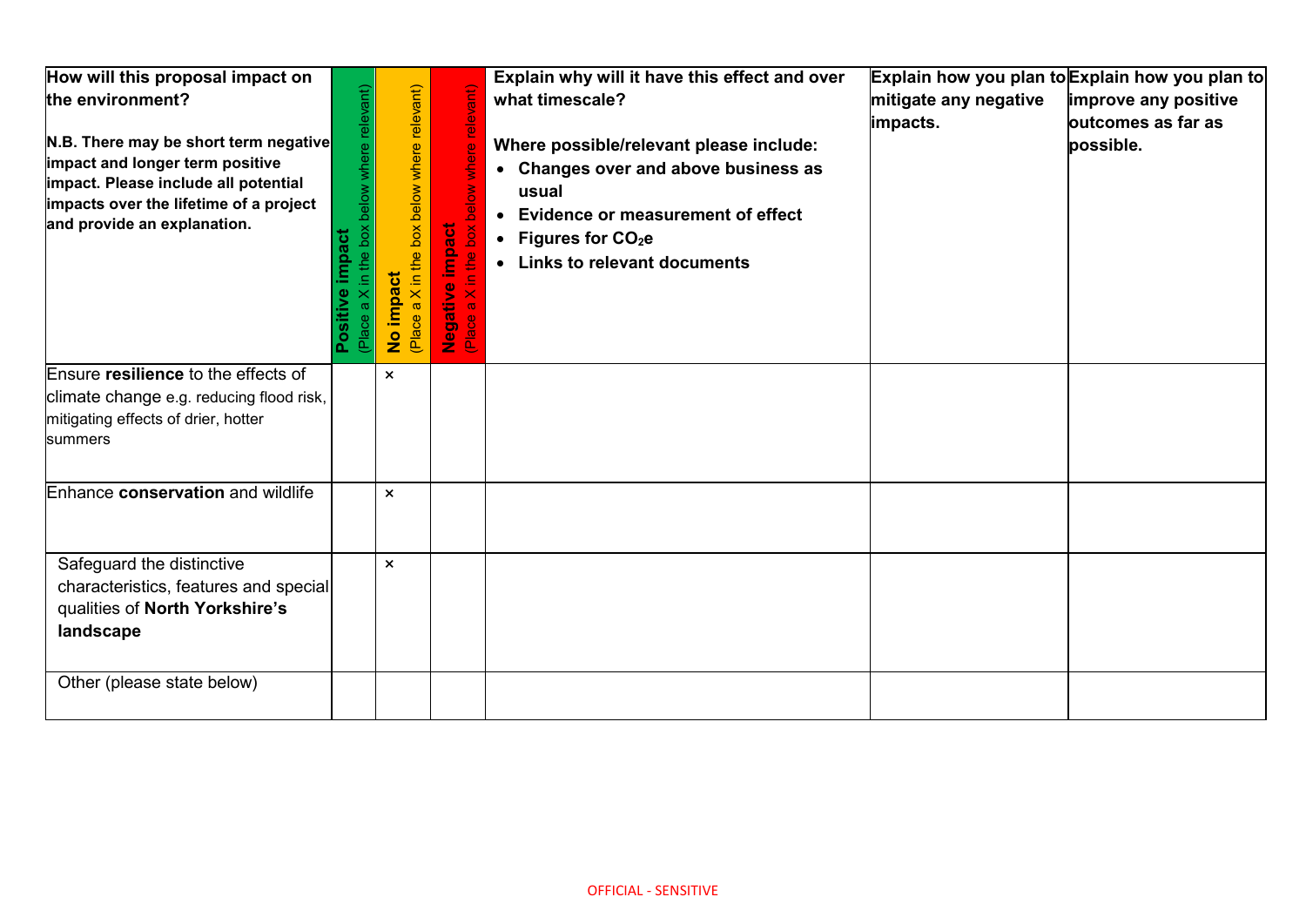| How will this proposal impact on the environment?<br><br>**N.B. There may be short term negative impact and longer term positive impact. Please include all potential impacts over the lifetime of a project and provide an explanation.** | **Positive impact** (Place a X in the box below where relevant) | **No impact** (Place a X in the box below where relevant) | **Negative impact** (Place a X in the box below where relevant) | **Explain why will it have this effect and over what timescale?**<br><br>**Where possible/relevant please include:**<br>• **Changes over and above business as usual**<br>• **Evidence or measurement of effect**<br>• **Figures for $CO_2$e**<br>• **Links to relevant documents** | **Explain how you plan to mitigate any negative impacts.** | **Explain how you plan to improve any positive outcomes as far as possible.** |
|---|---|---|---|---|---|---|
| Ensure **resilience** to the effects of climate change e.g. reducing flood risk, mitigating effects of drier, hotter summers | | × | | | | |
| Enhance **conservation** and wildlife | | × | | | | |
| Safeguard the distinctive characteristics, features and special qualities of **North Yorkshire's landscape** | | × | | | | |
| Other (please state below) | | | | | | |

OFFICIAL - SENSITIVE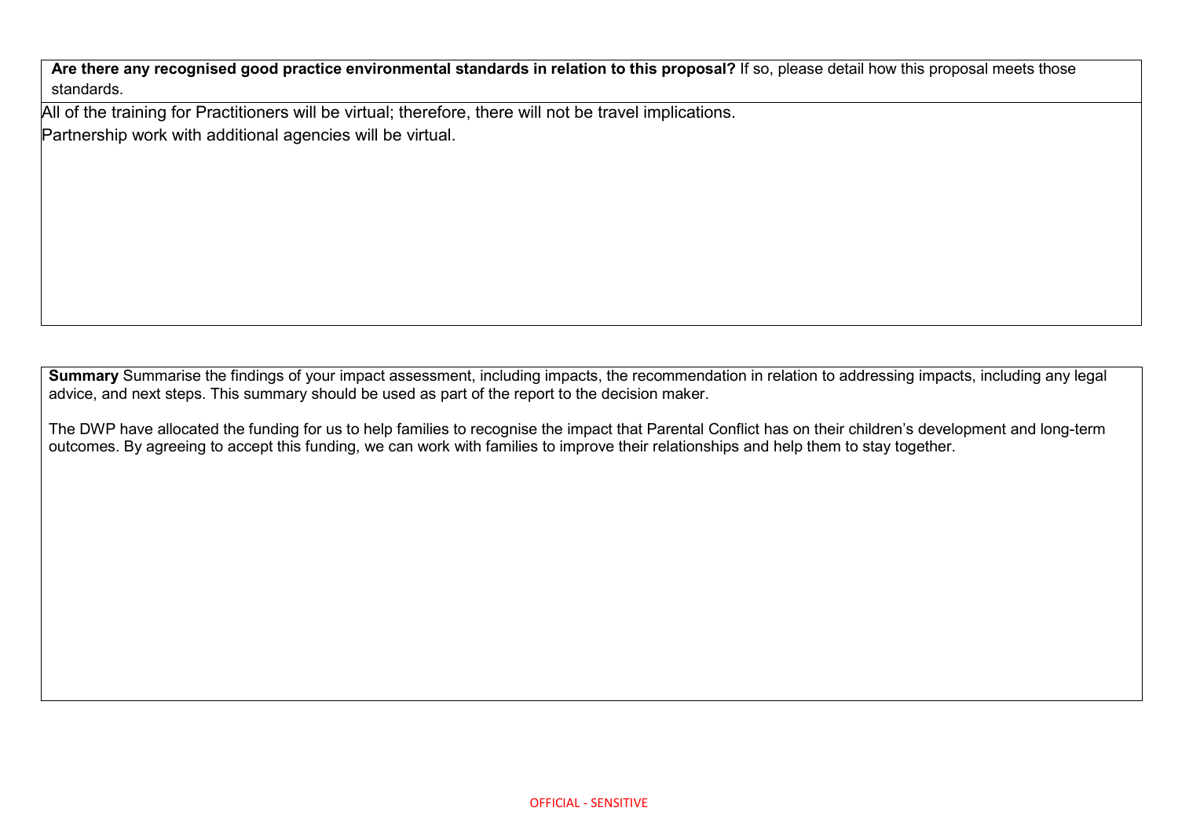**Are there any recognised good practice environmental standards in relation to this proposal?** If so, please detail how this proposal meets those standards.

All of the training for Practitioners will be virtual; therefore, there will not be travel implications.

Partnership work with additional agencies will be virtual.

**Summary** Summarise the findings of your impact assessment, including impacts, the recommendation in relation to addressing impacts, including any legal advice, and next steps. This summary should be used as part of the report to the decision maker.

The DWP have allocated the funding for us to help families to recognise the impact that Parental Conflict has on their children's development and long-term outcomes. By agreeing to accept this funding, we can work with families to improve their relationships and help them to stay together.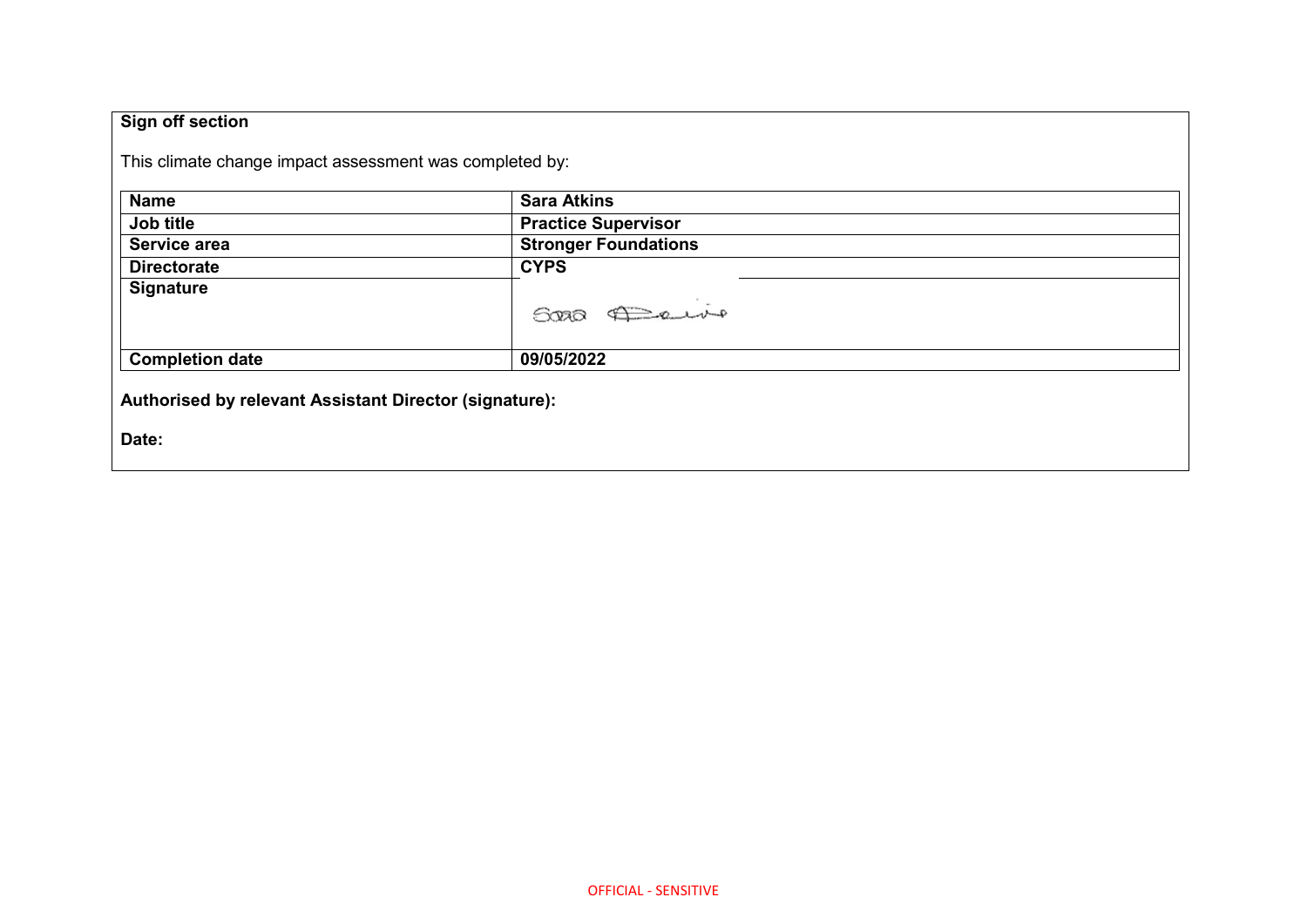**Sign off section**

This climate change impact assessment was completed by:

| | |
|---|---|
| **Name** | **Sara Atkins** |
| **Job title** | **Practice Supervisor** |
| **Service area** | **Stronger Foundations** |
| **Directorate** | **CYPS** |
| **Signature** | |
| **Completion date** | **09/05/2022** |

**Authorised by relevant Assistant Director (signature):**

**Date:**

OFFICIAL - SENSITIVE